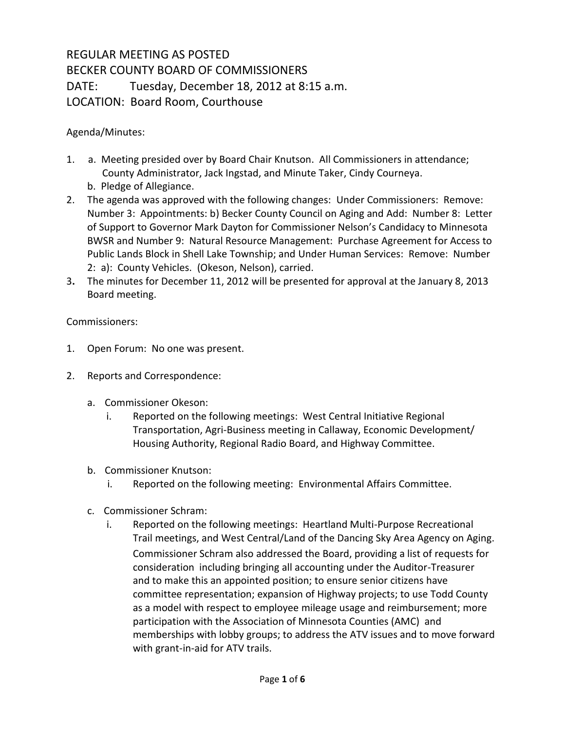# REGULAR MEETING AS POSTED
# BECKER COUNTY BOARD OF COMMISSIONERS
# DATE: Tuesday, December 18, 2012 at 8:15 a.m.
# LOCATION: Board Room, Courthouse

Agenda/Minutes:

1. a. Meeting presided over by Board Chair Knutson. All Commissioners in attendance; County Administrator, Jack Ingstad, and Minute Taker, Cindy Courneya.
   b. Pledge of Allegiance.
2. The agenda was approved with the following changes: Under Commissioners: Remove: Number 3: Appointments: b) Becker County Council on Aging and Add: Number 8: Letter of Support to Governor Mark Dayton for Commissioner Nelson's Candidacy to Minnesota BWSR and Number 9: Natural Resource Management: Purchase Agreement for Access to Public Lands Block in Shell Lake Township; and Under Human Services: Remove: Number 2: a): County Vehicles. (Okeson, Nelson), carried.
3. The minutes for December 11, 2012 will be presented for approval at the January 8, 2013 Board meeting.

Commissioners:

1. Open Forum: No one was present.

2. Reports and Correspondence:

   a. Commissioner Okeson:
      i. Reported on the following meetings: West Central Initiative Regional Transportation, Agri-Business meeting in Callaway, Economic Development/ Housing Authority, Regional Radio Board, and Highway Committee.

   b. Commissioner Knutson:
      i. Reported on the following meeting: Environmental Affairs Committee.

   c. Commissioner Schram:
      i. Reported on the following meetings: Heartland Multi-Purpose Recreational Trail meetings, and West Central/Land of the Dancing Sky Area Agency on Aging. Commissioner Schram also addressed the Board, providing a list of requests for consideration including bringing all accounting under the Auditor-Treasurer and to make this an appointed position; to ensure senior citizens have committee representation; expansion of Highway projects; to use Todd County as a model with respect to employee mileage usage and reimbursement; more participation with the Association of Minnesota Counties (AMC) and memberships with lobby groups; to address the ATV issues and to move forward with grant-in-aid for ATV trails.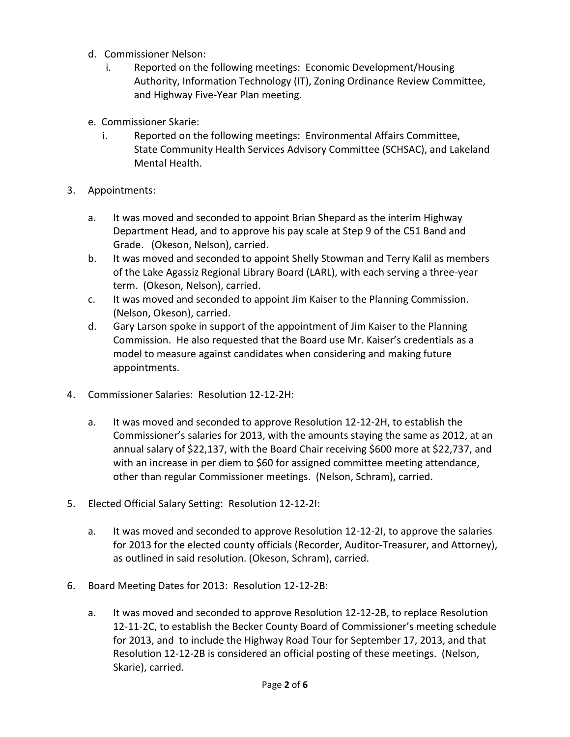d. Commissioner Nelson:
   i. Reported on the following meetings: Economic Development/Housing Authority, Information Technology (IT), Zoning Ordinance Review Committee, and Highway Five-Year Plan meeting.

e. Commissioner Skarie:
   i. Reported on the following meetings: Environmental Affairs Committee, State Community Health Services Advisory Committee (SCHSAC), and Lakeland Mental Health.

3. Appointments:

   a. It was moved and seconded to appoint Brian Shepard as the interim Highway Department Head, and to approve his pay scale at Step 9 of the C51 Band and Grade. (Okeson, Nelson), carried.
   b. It was moved and seconded to appoint Shelly Stowman and Terry Kalil as members of the Lake Agassiz Regional Library Board (LARL), with each serving a three-year term. (Okeson, Nelson), carried.
   c. It was moved and seconded to appoint Jim Kaiser to the Planning Commission. (Nelson, Okeson), carried.
   d. Gary Larson spoke in support of the appointment of Jim Kaiser to the Planning Commission. He also requested that the Board use Mr. Kaiser's credentials as a model to measure against candidates when considering and making future appointments.

4. Commissioner Salaries: Resolution 12-12-2H:

   a. It was moved and seconded to approve Resolution 12-12-2H, to establish the Commissioner's salaries for 2013, with the amounts staying the same as 2012, at an annual salary of $22,137, with the Board Chair receiving $600 more at $22,737, and with an increase in per diem to $60 for assigned committee meeting attendance, other than regular Commissioner meetings. (Nelson, Schram), carried.

5. Elected Official Salary Setting: Resolution 12-12-2I:

   a. It was moved and seconded to approve Resolution 12-12-2I, to approve the salaries for 2013 for the elected county officials (Recorder, Auditor-Treasurer, and Attorney), as outlined in said resolution. (Okeson, Schram), carried.

6. Board Meeting Dates for 2013: Resolution 12-12-2B:

   a. It was moved and seconded to approve Resolution 12-12-2B, to replace Resolution 12-11-2C, to establish the Becker County Board of Commissioner's meeting schedule for 2013, and to include the Highway Road Tour for September 17, 2013, and that Resolution 12-12-2B is considered an official posting of these meetings. (Nelson, Skarie), carried.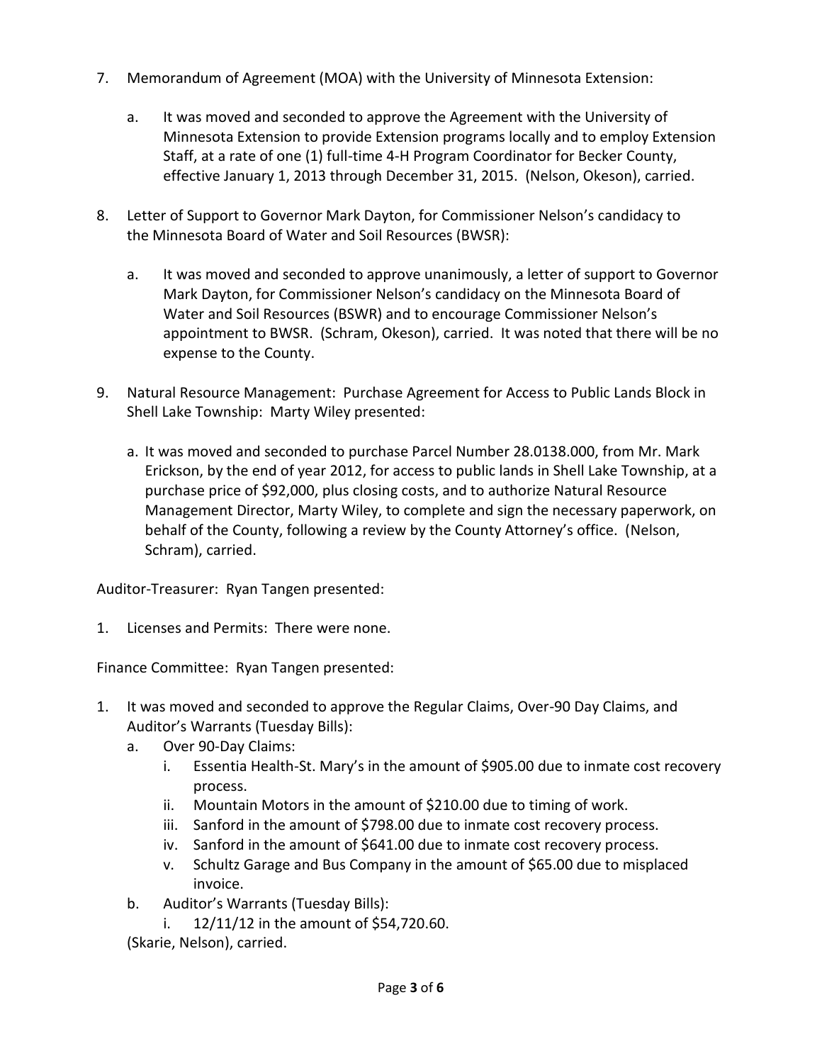7. Memorandum of Agreement (MOA) with the University of Minnesota Extension:

   a. It was moved and seconded to approve the Agreement with the University of Minnesota Extension to provide Extension programs locally and to employ Extension Staff, at a rate of one (1) full-time 4-H Program Coordinator for Becker County, effective January 1, 2013 through December 31, 2015. (Nelson, Okeson), carried.

8. Letter of Support to Governor Mark Dayton, for Commissioner Nelson's candidacy to the Minnesota Board of Water and Soil Resources (BWSR):

   a. It was moved and seconded to approve unanimously, a letter of support to Governor Mark Dayton, for Commissioner Nelson's candidacy on the Minnesota Board of Water and Soil Resources (BSWR) and to encourage Commissioner Nelson's appointment to BWSR. (Schram, Okeson), carried. It was noted that there will be no expense to the County.

9. Natural Resource Management: Purchase Agreement for Access to Public Lands Block in Shell Lake Township: Marty Wiley presented:

   a. It was moved and seconded to purchase Parcel Number 28.0138.000, from Mr. Mark Erickson, by the end of year 2012, for access to public lands in Shell Lake Township, at a purchase price of $92,000, plus closing costs, and to authorize Natural Resource Management Director, Marty Wiley, to complete and sign the necessary paperwork, on behalf of the County, following a review by the County Attorney's office. (Nelson, Schram), carried.

Auditor-Treasurer: Ryan Tangen presented:

1. Licenses and Permits: There were none.

Finance Committee: Ryan Tangen presented:

1. It was moved and seconded to approve the Regular Claims, Over-90 Day Claims, and Auditor's Warrants (Tuesday Bills):
   a. Over 90-Day Claims:
      i. Essentia Health-St. Mary's in the amount of $905.00 due to inmate cost recovery process.
      ii. Mountain Motors in the amount of $210.00 due to timing of work.
      iii. Sanford in the amount of $798.00 due to inmate cost recovery process.
      iv. Sanford in the amount of $641.00 due to inmate cost recovery process.
      v. Schultz Garage and Bus Company in the amount of $65.00 due to misplaced invoice.
   b. Auditor's Warrants (Tuesday Bills):
      i. 12/11/12 in the amount of $54,720.60.

   (Skarie, Nelson), carried.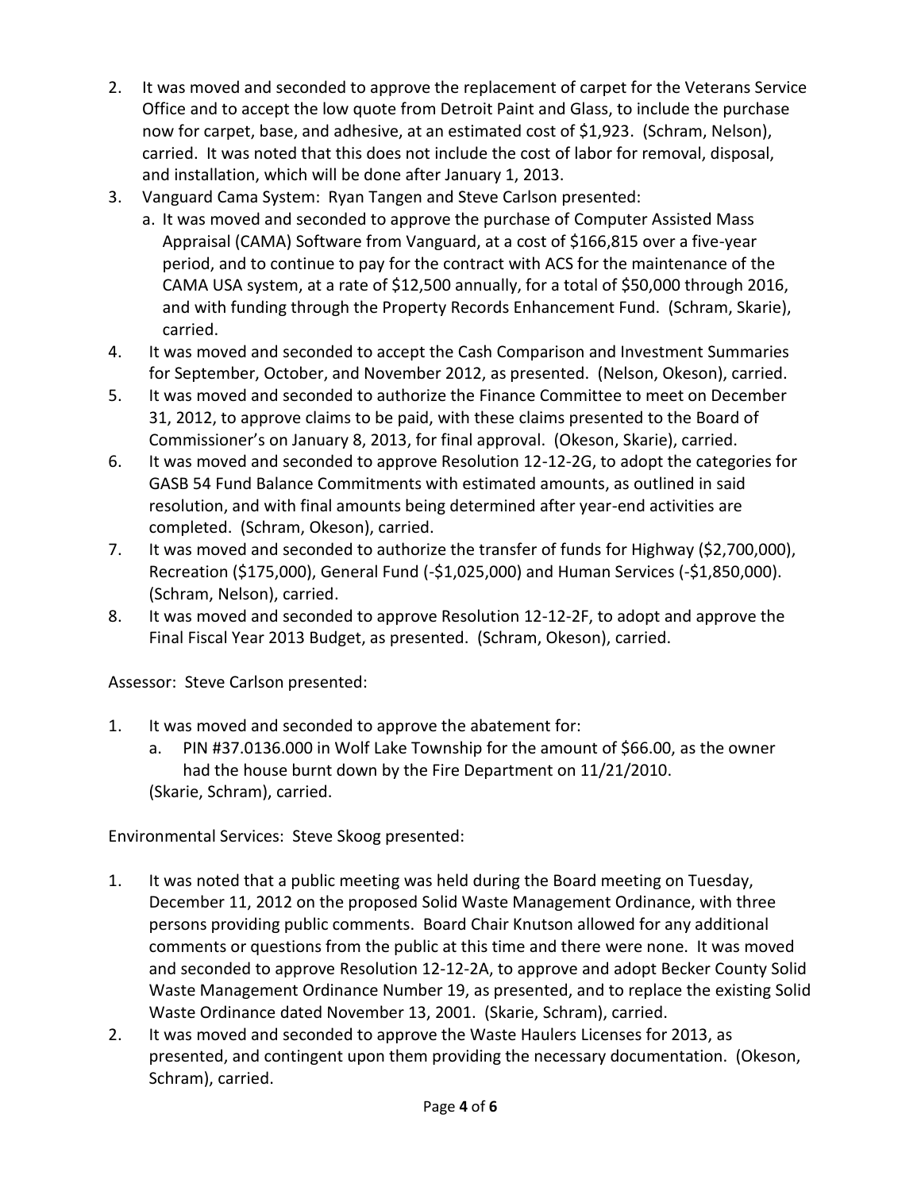2. It was moved and seconded to approve the replacement of carpet for the Veterans Service Office and to accept the low quote from Detroit Paint and Glass, to include the purchase now for carpet, base, and adhesive, at an estimated cost of $1,923. (Schram, Nelson), carried. It was noted that this does not include the cost of labor for removal, disposal, and installation, which will be done after January 1, 2013.
3. Vanguard Cama System: Ryan Tangen and Steve Carlson presented:
   a. It was moved and seconded to approve the purchase of Computer Assisted Mass Appraisal (CAMA) Software from Vanguard, at a cost of $166,815 over a five-year period, and to continue to pay for the contract with ACS for the maintenance of the CAMA USA system, at a rate of $12,500 annually, for a total of $50,000 through 2016, and with funding through the Property Records Enhancement Fund. (Schram, Skarie), carried.
4. It was moved and seconded to accept the Cash Comparison and Investment Summaries for September, October, and November 2012, as presented. (Nelson, Okeson), carried.
5. It was moved and seconded to authorize the Finance Committee to meet on December 31, 2012, to approve claims to be paid, with these claims presented to the Board of Commissioner's on January 8, 2013, for final approval. (Okeson, Skarie), carried.
6. It was moved and seconded to approve Resolution 12-12-2G, to adopt the categories for GASB 54 Fund Balance Commitments with estimated amounts, as outlined in said resolution, and with final amounts being determined after year-end activities are completed. (Schram, Okeson), carried.
7. It was moved and seconded to authorize the transfer of funds for Highway ($2,700,000), Recreation ($175,000), General Fund (-$1,025,000) and Human Services (-$1,850,000). (Schram, Nelson), carried.
8. It was moved and seconded to approve Resolution 12-12-2F, to adopt and approve the Final Fiscal Year 2013 Budget, as presented. (Schram, Okeson), carried.

Assessor: Steve Carlson presented:

1. It was moved and seconded to approve the abatement for:
   a. PIN #37.0136.000 in Wolf Lake Township for the amount of $66.00, as the owner had the house burnt down by the Fire Department on 11/21/2010.

   (Skarie, Schram), carried.

Environmental Services: Steve Skoog presented:

1. It was noted that a public meeting was held during the Board meeting on Tuesday, December 11, 2012 on the proposed Solid Waste Management Ordinance, with three persons providing public comments. Board Chair Knutson allowed for any additional comments or questions from the public at this time and there were none. It was moved and seconded to approve Resolution 12-12-2A, to approve and adopt Becker County Solid Waste Management Ordinance Number 19, as presented, and to replace the existing Solid Waste Ordinance dated November 13, 2001. (Skarie, Schram), carried.
2. It was moved and seconded to approve the Waste Haulers Licenses for 2013, as presented, and contingent upon them providing the necessary documentation. (Okeson, Schram), carried.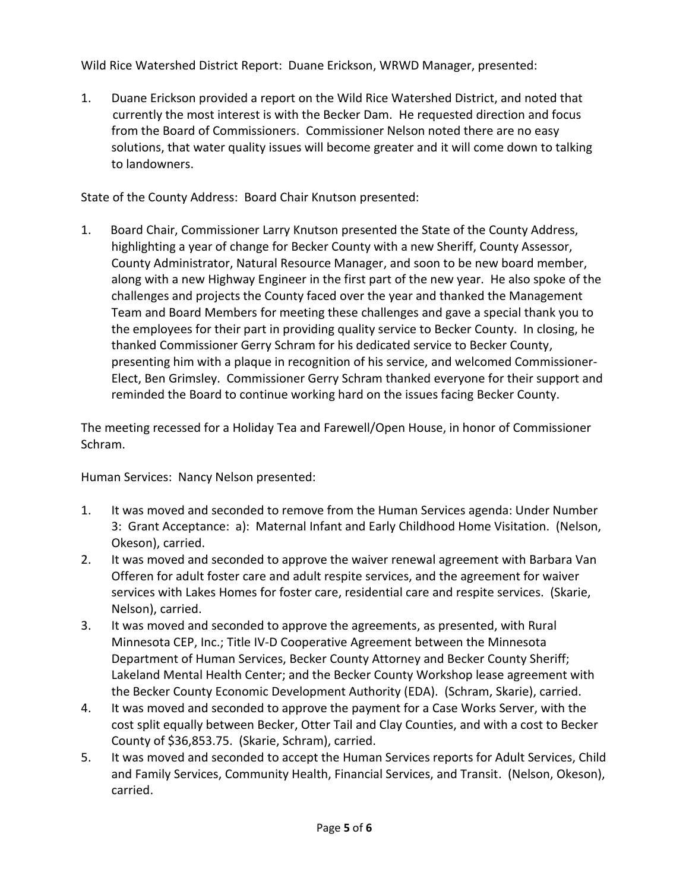Wild Rice Watershed District Report: Duane Erickson, WRWD Manager, presented:

1. Duane Erickson provided a report on the Wild Rice Watershed District, and noted that currently the most interest is with the Becker Dam. He requested direction and focus from the Board of Commissioners. Commissioner Nelson noted there are no easy solutions, that water quality issues will become greater and it will come down to talking to landowners.

State of the County Address: Board Chair Knutson presented:

1. Board Chair, Commissioner Larry Knutson presented the State of the County Address, highlighting a year of change for Becker County with a new Sheriff, County Assessor, County Administrator, Natural Resource Manager, and soon to be new board member, along with a new Highway Engineer in the first part of the new year. He also spoke of the challenges and projects the County faced over the year and thanked the Management Team and Board Members for meeting these challenges and gave a special thank you to the employees for their part in providing quality service to Becker County. In closing, he thanked Commissioner Gerry Schram for his dedicated service to Becker County, presenting him with a plaque in recognition of his service, and welcomed Commissioner-Elect, Ben Grimsley. Commissioner Gerry Schram thanked everyone for their support and reminded the Board to continue working hard on the issues facing Becker County.

The meeting recessed for a Holiday Tea and Farewell/Open House, in honor of Commissioner Schram.

Human Services: Nancy Nelson presented:

1. It was moved and seconded to remove from the Human Services agenda: Under Number 3: Grant Acceptance: a): Maternal Infant and Early Childhood Home Visitation. (Nelson, Okeson), carried.
2. It was moved and seconded to approve the waiver renewal agreement with Barbara Van Offeren for adult foster care and adult respite services, and the agreement for waiver services with Lakes Homes for foster care, residential care and respite services. (Skarie, Nelson), carried.
3. It was moved and seconded to approve the agreements, as presented, with Rural Minnesota CEP, Inc.; Title IV-D Cooperative Agreement between the Minnesota Department of Human Services, Becker County Attorney and Becker County Sheriff; Lakeland Mental Health Center; and the Becker County Workshop lease agreement with the Becker County Economic Development Authority (EDA). (Schram, Skarie), carried.
4. It was moved and seconded to approve the payment for a Case Works Server, with the cost split equally between Becker, Otter Tail and Clay Counties, and with a cost to Becker County of $36,853.75. (Skarie, Schram), carried.
5. It was moved and seconded to accept the Human Services reports for Adult Services, Child and Family Services, Community Health, Financial Services, and Transit. (Nelson, Okeson), carried.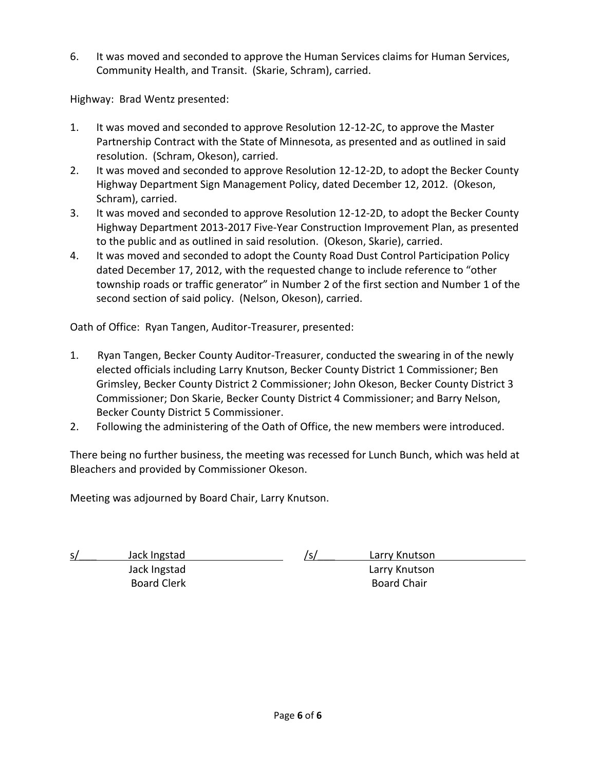6. It was moved and seconded to approve the Human Services claims for Human Services, Community Health, and Transit. (Skarie, Schram), carried.

Highway: Brad Wentz presented:

1. It was moved and seconded to approve Resolution 12-12-2C, to approve the Master Partnership Contract with the State of Minnesota, as presented and as outlined in said resolution. (Schram, Okeson), carried.
2. It was moved and seconded to approve Resolution 12-12-2D, to adopt the Becker County Highway Department Sign Management Policy, dated December 12, 2012. (Okeson, Schram), carried.
3. It was moved and seconded to approve Resolution 12-12-2D, to adopt the Becker County Highway Department 2013-2017 Five-Year Construction Improvement Plan, as presented to the public and as outlined in said resolution. (Okeson, Skarie), carried.
4. It was moved and seconded to adopt the County Road Dust Control Participation Policy dated December 17, 2012, with the requested change to include reference to "other township roads or traffic generator" in Number 2 of the first section and Number 1 of the second section of said policy. (Nelson, Okeson), carried.

Oath of Office: Ryan Tangen, Auditor-Treasurer, presented:

1. Ryan Tangen, Becker County Auditor-Treasurer, conducted the swearing in of the newly elected officials including Larry Knutson, Becker County District 1 Commissioner; Ben Grimsley, Becker County District 2 Commissioner; John Okeson, Becker County District 3 Commissioner; Don Skarie, Becker County District 4 Commissioner; and Barry Nelson, Becker County District 5 Commissioner.
2. Following the administering of the Oath of Office, the new members were introduced.

There being no further business, the meeting was recessed for Lunch Bunch, which was held at Bleachers and provided by Commissioner Okeson.

Meeting was adjourned by Board Chair, Larry Knutson.

s/___ Jack Ingstad
Jack Ingstad
Board Clerk

/s/___ Larry Knutson
Larry Knutson
Board Chair